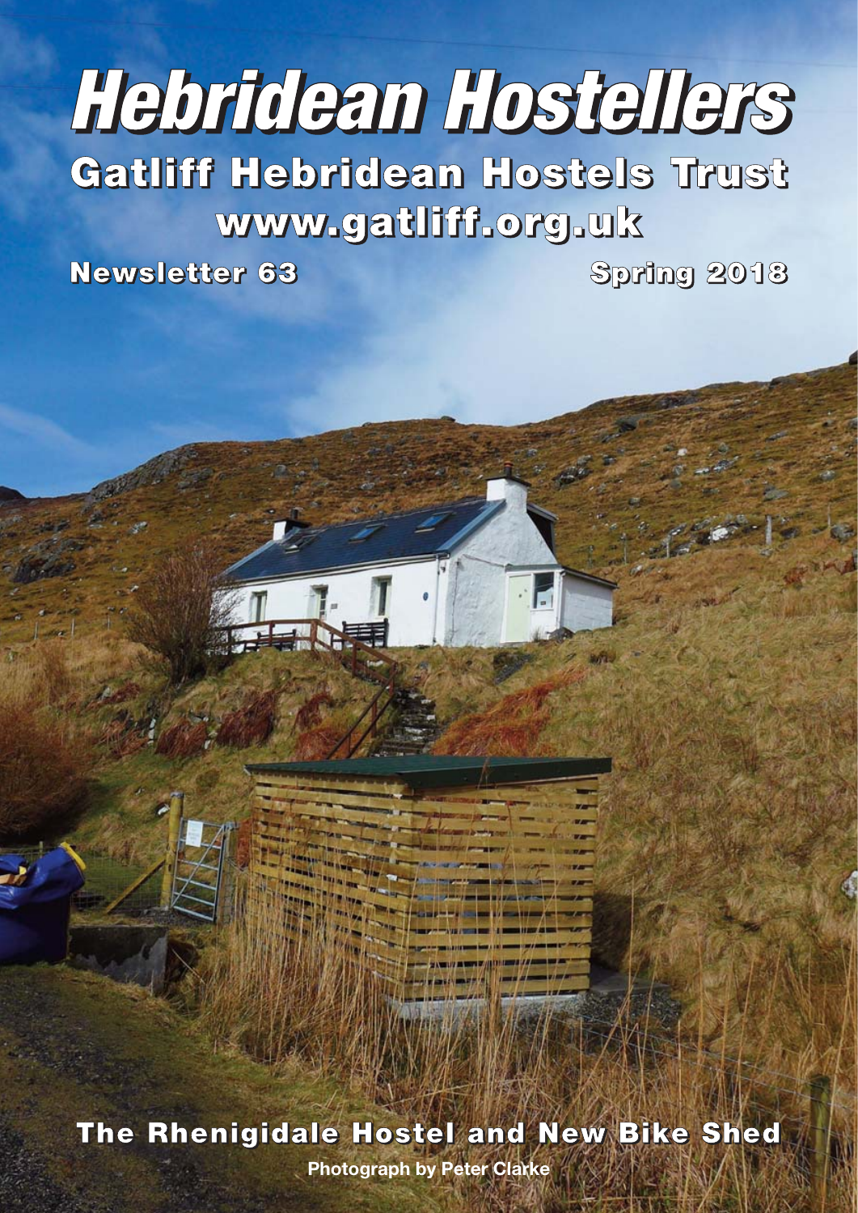# Hebridean Hostellers

## Gatliff Hebridean Hostels Trust

## www.gatliff.org.uk

**Newsletter 63** **Spring 2018**

**The Rhenigidale Hostel and New Bike Shed**

Photograph by Peter Clarke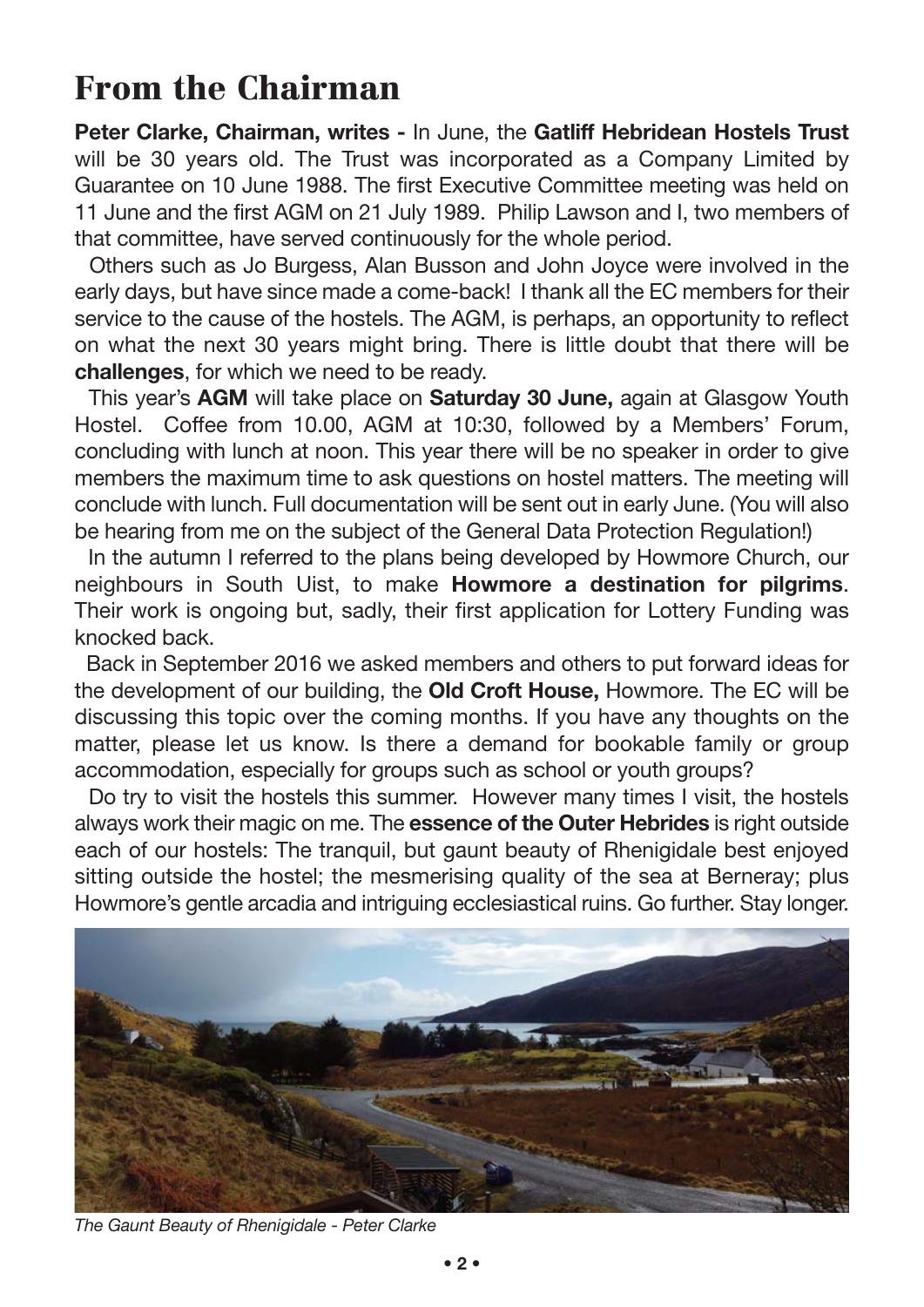# From the Chairman

**Peter Clarke, Chairman, writes -** In June, the **Gatliff Hebridean Hostels Trust** will be 30 years old. The Trust was incorporated as a Company Limited by Guarantee on 10 June 1988. The first Executive Committee meeting was held on 11 June and the first AGM on 21 July 1989. Philip Lawson and I, two members of that committee, have served continuously for the whole period.

Others such as Jo Burgess, Alan Busson and John Joyce were involved in the early days, but have since made a come-back! I thank all the EC members for their service to the cause of the hostels. The AGM, is perhaps, an opportunity to reflect on what the next 30 years might bring. There is little doubt that there will be **challenges**, for which we need to be ready.

This year's **AGM** will take place on **Saturday 30 June,** again at Glasgow Youth Hostel. Coffee from 10.00, AGM at 10:30, followed by a Members' Forum, concluding with lunch at noon. This year there will be no speaker in order to give members the maximum time to ask questions on hostel matters. The meeting will conclude with lunch. Full documentation will be sent out in early June. (You will also be hearing from me on the subject of the General Data Protection Regulation!)

In the autumn I referred to the plans being developed by Howmore Church, our neighbours in South Uist, to make **Howmore a destination for pilgrims**. Their work is ongoing but, sadly, their first application for Lottery Funding was knocked back.

Back in September 2016 we asked members and others to put forward ideas for the development of our building, the **Old Croft House,** Howmore. The EC will be discussing this topic over the coming months. If you have any thoughts on the matter, please let us know. Is there a demand for bookable family or group accommodation, especially for groups such as school or youth groups?

Do try to visit the hostels this summer. However many times I visit, the hostels always work their magic on me. The **essence of the Outer Hebrides** is right outside each of our hostels: The tranquil, but gaunt beauty of Rhenigidale best enjoyed sitting outside the hostel; the mesmerising quality of the sea at Berneray; plus Howmore's gentle arcadia and intriguing ecclesiastical ruins. Go further. Stay longer.

*The Gaunt Beauty of Rhenigidale - Peter Clarke*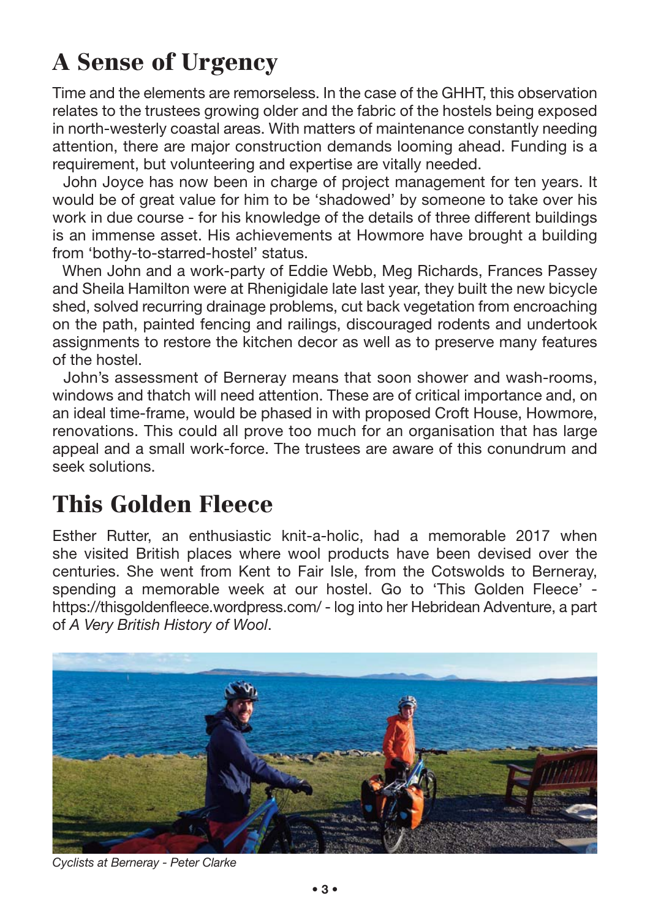## A Sense of Urgency

Time and the elements are remorseless. In the case of the GHHT, this observation relates to the trustees growing older and the fabric of the hostels being exposed in north-westerly coastal areas. With matters of maintenance constantly needing attention, there are major construction demands looming ahead. Funding is a requirement, but volunteering and expertise are vitally needed.

John Joyce has now been in charge of project management for ten years. It would be of great value for him to be 'shadowed' by someone to take over his work in due course - for his knowledge of the details of three different buildings is an immense asset. His achievements at Howmore have brought a building from 'bothy-to-starred-hostel' status.

When John and a work-party of Eddie Webb, Meg Richards, Frances Passey and Sheila Hamilton were at Rhenigidale late last year, they built the new bicycle shed, solved recurring drainage problems, cut back vegetation from encroaching on the path, painted fencing and railings, discouraged rodents and undertook assignments to restore the kitchen decor as well as to preserve many features of the hostel.

John's assessment of Berneray means that soon shower and wash-rooms, windows and thatch will need attention. These are of critical importance and, on an ideal time-frame, would be phased in with proposed Croft House, Howmore, renovations. This could all prove too much for an organisation that has large appeal and a small work-force. The trustees are aware of this conundrum and seek solutions.

## This Golden Fleece

Esther Rutter, an enthusiastic knit-a-holic, had a memorable 2017 when she visited British places where wool products have been devised over the centuries. She went from Kent to Fair Isle, from the Cotswolds to Berneray, spending a memorable week at our hostel. Go to 'This Golden Fleece' - https://thisgoldenfleece.wordpress.com/ - log into her Hebridean Adventure, a part of *A Very British History of Wool*.

*Cyclists at Berneray - Peter Clarke*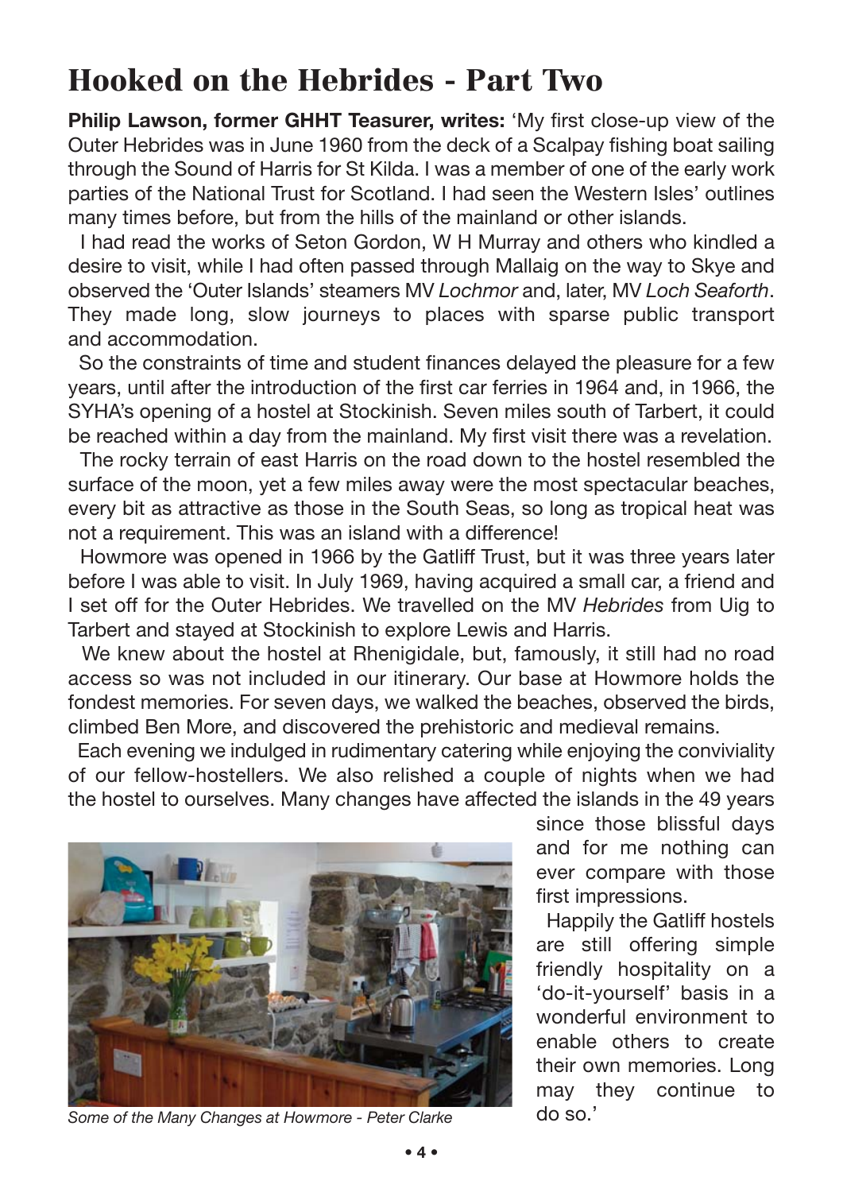# Hooked on the Hebrides - Part Two

**Philip Lawson, former GHHT Teasurer, writes:** 'My first close-up view of the Outer Hebrides was in June 1960 from the deck of a Scalpay fishing boat sailing through the Sound of Harris for St Kilda. I was a member of one of the early work parties of the National Trust for Scotland. I had seen the Western Isles' outlines many times before, but from the hills of the mainland or other islands.

I had read the works of Seton Gordon, W H Murray and others who kindled a desire to visit, while I had often passed through Mallaig on the way to Skye and observed the 'Outer Islands' steamers MV *Lochmor* and, later, MV *Loch Seaforth*. They made long, slow journeys to places with sparse public transport and accommodation.

So the constraints of time and student finances delayed the pleasure for a few years, until after the introduction of the first car ferries in 1964 and, in 1966, the SYHA's opening of a hostel at Stockinish. Seven miles south of Tarbert, it could be reached within a day from the mainland. My first visit there was a revelation.

The rocky terrain of east Harris on the road down to the hostel resembled the surface of the moon, yet a few miles away were the most spectacular beaches, every bit as attractive as those in the South Seas, so long as tropical heat was not a requirement. This was an island with a difference!

Howmore was opened in 1966 by the Gatliff Trust, but it was three years later before I was able to visit. In July 1969, having acquired a small car, a friend and I set off for the Outer Hebrides. We travelled on the MV *Hebrides* from Uig to Tarbert and stayed at Stockinish to explore Lewis and Harris.

We knew about the hostel at Rhenigidale, but, famously, it still had no road access so was not included in our itinerary. Our base at Howmore holds the fondest memories. For seven days, we walked the beaches, observed the birds, climbed Ben More, and discovered the prehistoric and medieval remains.

Each evening we indulged in rudimentary catering while enjoying the conviviality of our fellow-hostellers. We also relished a couple of nights when we had the hostel to ourselves. Many changes have affected the islands in the 49 years since those blissful days and for me nothing can ever compare with those first impressions.

Happily the Gatliff hostels are still offering simple friendly hospitality on a 'do-it-yourself' basis in a wonderful environment to enable others to create their own memories. Long may they continue to do so.'

*Some of the Many Changes at Howmore - Peter Clarke*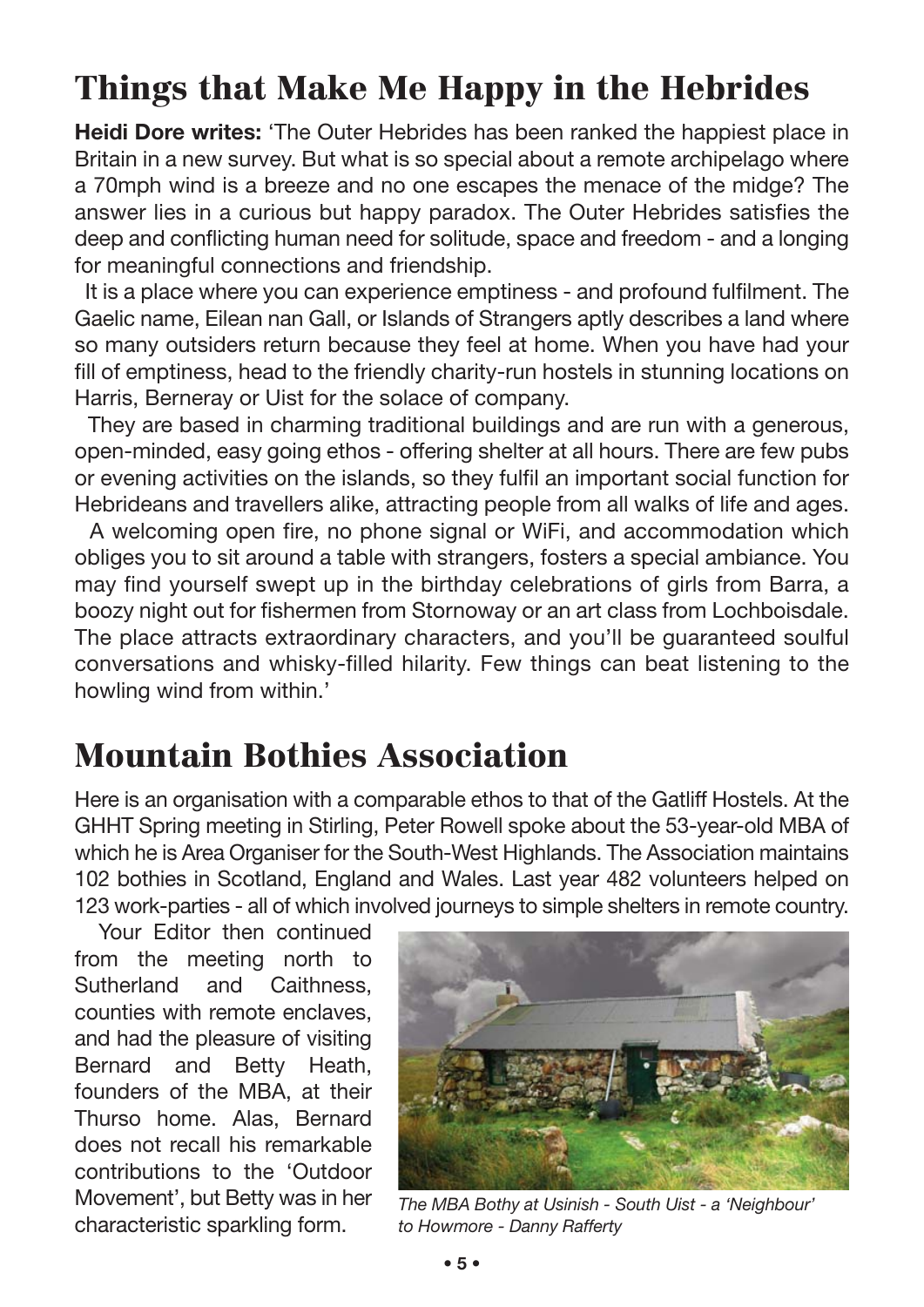## Things that Make Me Happy in the Hebrides

**Heidi Dore writes:** 'The Outer Hebrides has been ranked the happiest place in Britain in a new survey. But what is so special about a remote archipelago where a 70mph wind is a breeze and no one escapes the menace of the midge? The answer lies in a curious but happy paradox. The Outer Hebrides satisfies the deep and conflicting human need for solitude, space and freedom - and a longing for meaningful connections and friendship.

It is a place where you can experience emptiness - and profound fulfilment. The Gaelic name, Eilean nan Gall, or Islands of Strangers aptly describes a land where so many outsiders return because they feel at home. When you have had your fill of emptiness, head to the friendly charity-run hostels in stunning locations on Harris, Berneray or Uist for the solace of company.

They are based in charming traditional buildings and are run with a generous, open-minded, easy going ethos - offering shelter at all hours. There are few pubs or evening activities on the islands, so they fulfil an important social function for Hebrideans and travellers alike, attracting people from all walks of life and ages.

A welcoming open fire, no phone signal or WiFi, and accommodation which obliges you to sit around a table with strangers, fosters a special ambiance. You may find yourself swept up in the birthday celebrations of girls from Barra, a boozy night out for fishermen from Stornoway or an art class from Lochboisdale. The place attracts extraordinary characters, and you'll be guaranteed soulful conversations and whisky-filled hilarity. Few things can beat listening to the howling wind from within.'

## Mountain Bothies Association

Here is an organisation with a comparable ethos to that of the Gatliff Hostels. At the GHHT Spring meeting in Stirling, Peter Rowell spoke about the 53-year-old MBA of which he is Area Organiser for the South-West Highlands. The Association maintains 102 bothies in Scotland, England and Wales. Last year 482 volunteers helped on 123 work-parties - all of which involved journeys to simple shelters in remote country.

Your Editor then continued from the meeting north to Sutherland and Caithness, counties with remote enclaves, and had the pleasure of visiting Bernard and Betty Heath, founders of the MBA, at their Thurso home. Alas, Bernard does not recall his remarkable contributions to the 'Outdoor Movement', but Betty was in her characteristic sparkling form.

*The MBA Bothy at Usinish - South Uist - a 'Neighbour' to Howmore - Danny Rafferty*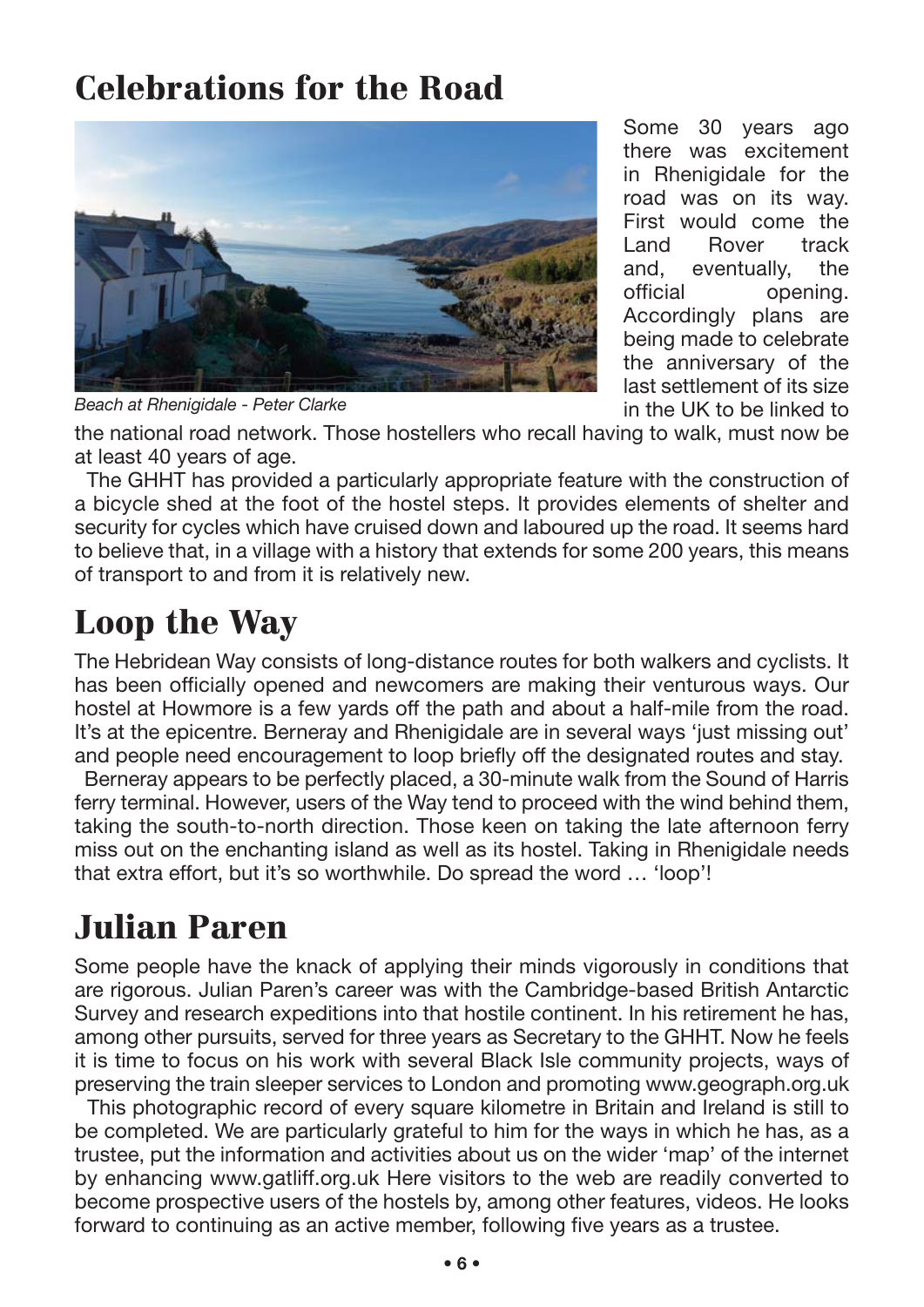# Celebrations for the Road

*Beach at Rhenigidale - Peter Clarke*

Some 30 years ago there was excitement in Rhenigidale for the road was on its way. First would come the Land Rover track and, eventually, the official opening. Accordingly plans are being made to celebrate the anniversary of the last settlement of its size in the UK to be linked to the national road network. Those hostellers who recall having to walk, must now be at least 40 years of age.

The GHHT has provided a particularly appropriate feature with the construction of a bicycle shed at the foot of the hostel steps. It provides elements of shelter and security for cycles which have cruised down and laboured up the road. It seems hard to believe that, in a village with a history that extends for some 200 years, this means of transport to and from it is relatively new.

# Loop the Way

The Hebridean Way consists of long-distance routes for both walkers and cyclists. It has been officially opened and newcomers are making their venturous ways. Our hostel at Howmore is a few yards off the path and about a half-mile from the road. It's at the epicentre. Berneray and Rhenigidale are in several ways 'just missing out' and people need encouragement to loop briefly off the designated routes and stay.

Berneray appears to be perfectly placed, a 30-minute walk from the Sound of Harris ferry terminal. However, users of the Way tend to proceed with the wind behind them, taking the south-to-north direction. Those keen on taking the late afternoon ferry miss out on the enchanting island as well as its hostel. Taking in Rhenigidale needs that extra effort, but it's so worthwhile. Do spread the word … 'loop'!

# Julian Paren

Some people have the knack of applying their minds vigorously in conditions that are rigorous. Julian Paren's career was with the Cambridge-based British Antarctic Survey and research expeditions into that hostile continent. In his retirement he has, among other pursuits, served for three years as Secretary to the GHHT. Now he feels it is time to focus on his work with several Black Isle community projects, ways of preserving the train sleeper services to London and promoting www.geograph.org.uk

This photographic record of every square kilometre in Britain and Ireland is still to be completed. We are particularly grateful to him for the ways in which he has, as a trustee, put the information and activities about us on the wider 'map' of the internet by enhancing www.gatliff.org.uk Here visitors to the web are readily converted to become prospective users of the hostels by, among other features, videos. He looks forward to continuing as an active member, following five years as a trustee.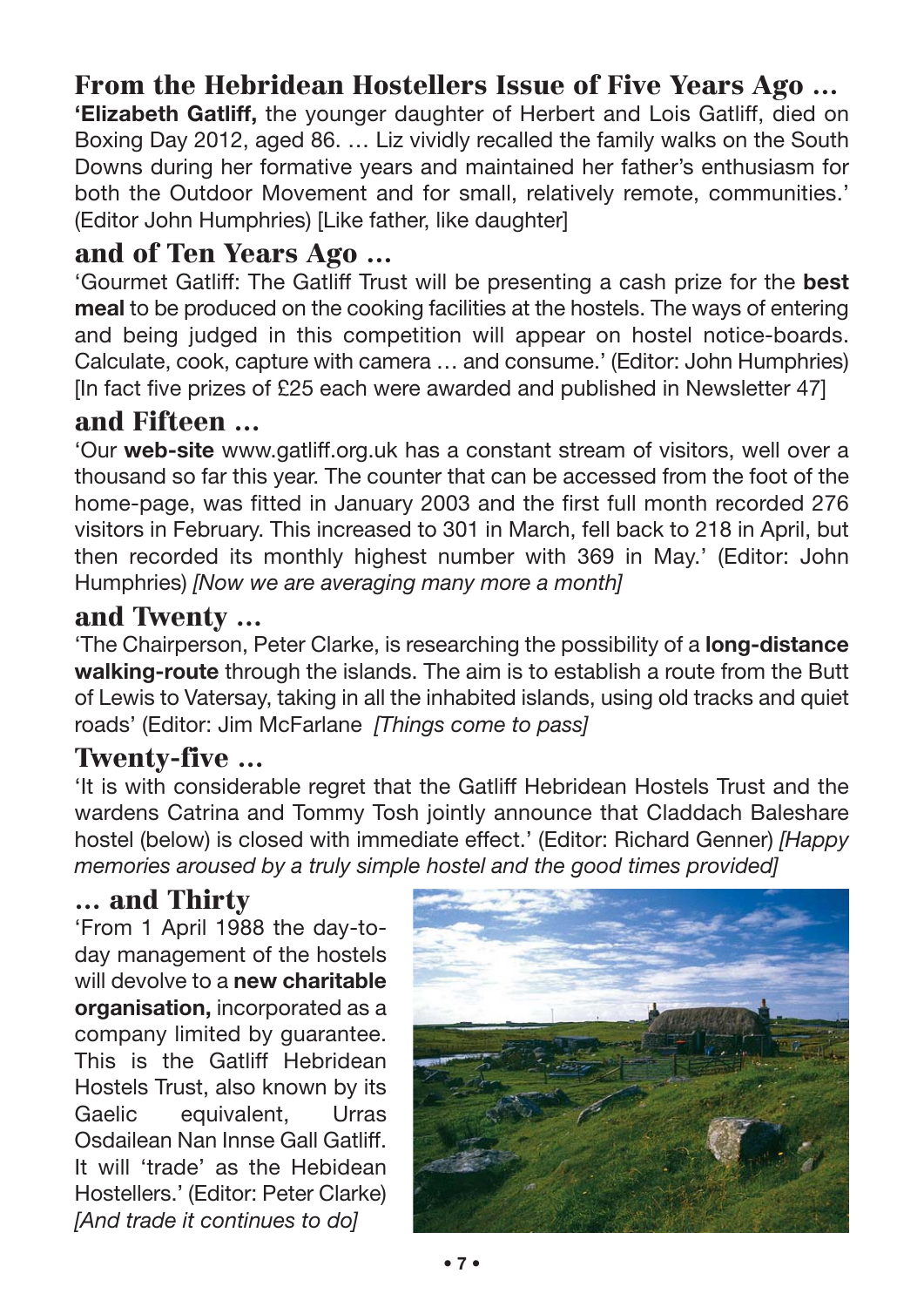## From the Hebridean Hostellers Issue of Five Years Ago …

**'Elizabeth Gatliff,** the younger daughter of Herbert and Lois Gatliff, died on Boxing Day 2012, aged 86. … Liz vividly recalled the family walks on the South Downs during her formative years and maintained her father's enthusiasm for both the Outdoor Movement and for small, relatively remote, communities.' (Editor John Humphries) [Like father, like daughter]

## and of Ten Years Ago …

'Gourmet Gatliff: The Gatliff Trust will be presenting a cash prize for the **best meal** to be produced on the cooking facilities at the hostels. The ways of entering and being judged in this competition will appear on hostel notice-boards. Calculate, cook, capture with camera … and consume.' (Editor: John Humphries) [In fact five prizes of £25 each were awarded and published in Newsletter 47]

## and Fifteen …

'Our **web-site** www.gatliff.org.uk has a constant stream of visitors, well over a thousand so far this year. The counter that can be accessed from the foot of the home-page, was fitted in January 2003 and the first full month recorded 276 visitors in February. This increased to 301 in March, fell back to 218 in April, but then recorded its monthly highest number with 369 in May.' (Editor: John Humphries) *[Now we are averaging many more a month]*

## and Twenty …

'The Chairperson, Peter Clarke, is researching the possibility of a **long-distance walking-route** through the islands. The aim is to establish a route from the Butt of Lewis to Vatersay, taking in all the inhabited islands, using old tracks and quiet roads' (Editor: Jim McFarlane *[Things come to pass]*

## Twenty-five …

'It is with considerable regret that the Gatliff Hebridean Hostels Trust and the wardens Catrina and Tommy Tosh jointly announce that Claddach Baleshare hostel (below) is closed with immediate effect.' (Editor: Richard Genner) *[Happy memories aroused by a truly simple hostel and the good times provided]*

## … and Thirty

'From 1 April 1988 the day-to-day management of the hostels will devolve to a **new charitable organisation,** incorporated as a company limited by guarantee. This is the Gatliff Hebridean Hostels Trust, also known by its Gaelic equivalent, Urras Osdailean Nan Innse Gall Gatliff. It will 'trade' as the Hebidean Hostellers.' (Editor: Peter Clarke) *[And trade it continues to do]*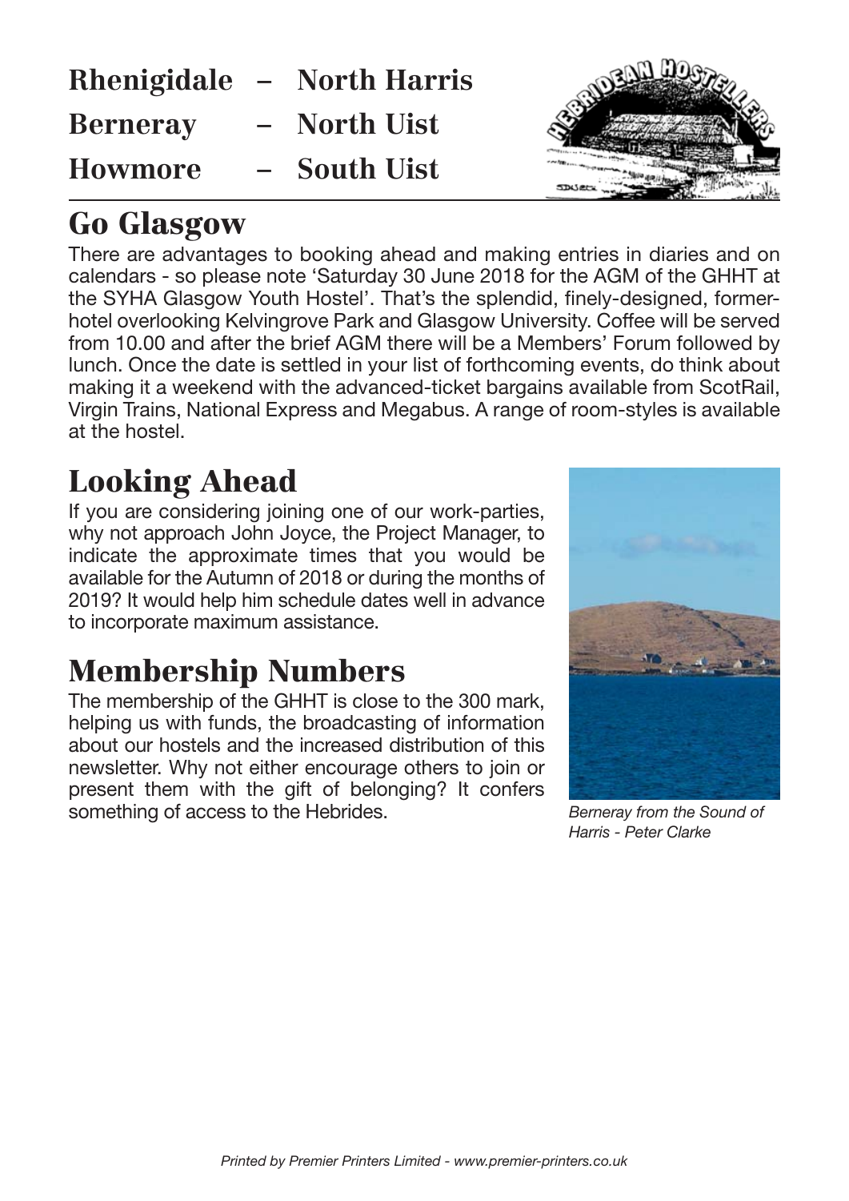**Rhenigidale – North Harris**
**Berneray – North Uist**
**Howmore – South Uist**

## Go Glasgow

There are advantages to booking ahead and making entries in diaries and on calendars - so please note 'Saturday 30 June 2018 for the AGM of the GHHT at the SYHA Glasgow Youth Hostel'. That's the splendid, finely-designed, former-hotel overlooking Kelvingrove Park and Glasgow University. Coffee will be served from 10.00 and after the brief AGM there will be a Members' Forum followed by lunch. Once the date is settled in your list of forthcoming events, do think about making it a weekend with the advanced-ticket bargains available from ScotRail, Virgin Trains, National Express and Megabus. A range of room-styles is available at the hostel.

## Looking Ahead

If you are considering joining one of our work-parties, why not approach John Joyce, the Project Manager, to indicate the approximate times that you would be available for the Autumn of 2018 or during the months of 2019? It would help him schedule dates well in advance to incorporate maximum assistance.

## Membership Numbers

The membership of the GHHT is close to the 300 mark, helping us with funds, the broadcasting of information about our hostels and the increased distribution of this newsletter. Why not either encourage others to join or present them with the gift of belonging? It confers something of access to the Hebrides.

*Berneray from the Sound of Harris - Peter Clarke*

*Printed by Premier Printers Limited - www.premier-printers.co.uk*